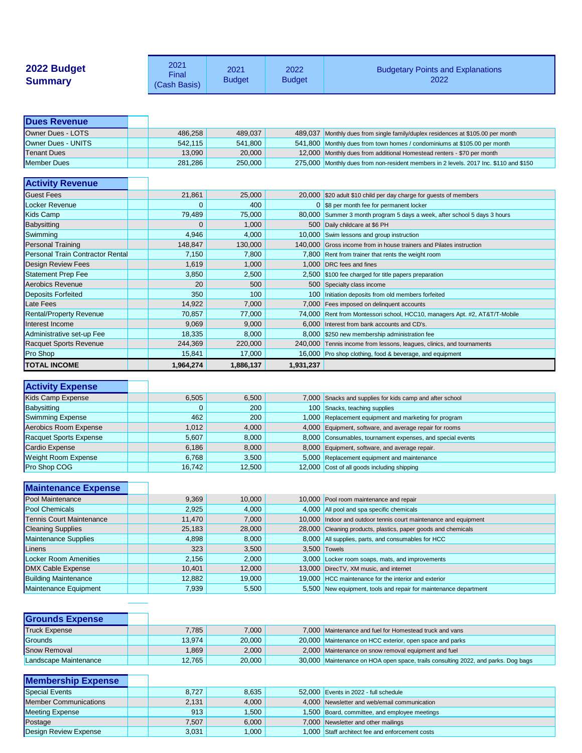## 2022 Budget Summary

| | 2021 Final (Cash Basis) | 2021 Budget | 2022 Budget | Budgetary Points and Explanations 2022 |
|---|---|---|---|---|
| **Dues Revenue** | | | | |
| Owner Dues - LOTS | 486,258 | 489,037 | 489,037 | Monthly dues from single family/duplex residences at $105.00 per month |
| Owner Dues - UNITS | 542,115 | 541,800 | 541,800 | Monthly dues from town homes / condominiums at $105.00 per month |
| Tenant Dues | 13,090 | 20,000 | 12,000 | Monthly dues from additional Homestead renters - $70 per month |
| Member Dues | 281,286 | 250,000 | 275,000 | Monthly dues from non-resident members in 2 levels. 2017 Inc. $110 and $150 |
| **Activity Revenue** | | | | |
| Guest Fees | 21,861 | 25,000 | 20,000 | $20 adult $10 child per day charge for guests of members |
| Locker Revenue | 0 | 400 | 0 | $8 per month fee for permanent locker |
| Kids Camp | 79,489 | 75,000 | 80,000 | Summer 3 month program 5 days a week, after school 5 days 3 hours |
| Babysitting | 0 | 1,000 | 500 | Daily childcare at $6 PH |
| Swimming | 4,946 | 4,000 | 10,000 | Swim lessons and group instruction |
| Personal Training | 148,847 | 130,000 | 140,000 | Gross income from in house trainers and Pilates instruction |
| Personal Train Contractor Rental | 7,150 | 7,800 | 7,800 | Rent from trainer that rents the weight room |
| Design Review Fees | 1,619 | 1,000 | 1,000 | DRC fees and fines |
| Statement Prep Fee | 3,850 | 2,500 | 2,500 | $100 fee charged for title papers preparation |
| Aerobics Revenue | 20 | 500 | 500 | Specialty class income |
| Deposits Forfeited | 350 | 100 | 100 | Initiation deposits from old members forfeited |
| Late Fees | 14,922 | 7,000 | 7,000 | Fees imposed on delinquent accounts |
| Rental/Property Revenue | 70,857 | 77,000 | 74,000 | Rent from Montessori school, HCC10, managers Apt. #2, AT&T/T-Mobile |
| Interest Income | 9,069 | 9,000 | 6,000 | Interest from bank accounts and CD's. |
| Administrative set-up Fee | 18,335 | 8,000 | 8,000 | $250 new membership administration fee |
| Racquet Sports Revenue | 244,369 | 220,000 | 240,000 | Tennis income from lessons, leagues, clinics, and tournaments |
| Pro Shop | 15,841 | 17,000 | 16,000 | Pro shop clothing, food & beverage, and equipment |
| **TOTAL INCOME** | **1,964,274** | **1,886,137** | **1,931,237** | |
| **Activity Expense** | | | | |
| Kids Camp Expense | 6,505 | 6,500 | 7,000 | Snacks and supplies for kids camp and after school |
| Babysitting | 0 | 200 | 100 | Snacks, teaching supplies |
| Swimming Expense | 462 | 200 | 1,000 | Replacement equipment and marketing for program |
| Aerobics Room Expense | 1,012 | 4,000 | 4,000 | Equipment, software, and average repair for rooms |
| Racquet Sports Expense | 5,607 | 8,000 | 8,000 | Consumables, tournament expenses, and special events |
| Cardio Expense | 6,186 | 8,000 | 8,000 | Equipment, software, and average repair. |
| Weight Room Expense | 6,768 | 3,500 | 5,000 | Replacement equipment and maintenance |
| Pro Shop COG | 16,742 | 12,500 | 12,000 | Cost of all goods including shipping |
| **Maintenance Expense** | | | | |
| Pool Maintenance | 9,369 | 10,000 | 10,000 | Pool room maintenance and repair |
| Pool Chemicals | 2,925 | 4,000 | 4,000 | All pool and spa specific chemicals |
| Tennis Court Maintenance | 11,470 | 7,000 | 10,000 | Indoor and outdoor tennis court maintenance and equipment |
| Cleaning Supplies | 25,183 | 28,000 | 28,000 | Cleaning products, plastics, paper goods and chemicals |
| Maintenance Supplies | 4,898 | 8,000 | 8,000 | All supplies, parts, and consumables for HCC |
| Linens | 323 | 3,500 | 3,500 | Towels |
| Locker Room Amenities | 2,156 | 2,000 | 3,000 | Locker room soaps, mats, and improvements |
| DMX Cable Expense | 10,401 | 12,000 | 13,000 | DirecTV, XM music, and internet |
| Building Maintenance | 12,882 | 19,000 | 19,000 | HCC maintenance for the interior and exterior |
| Maintenance Equipment | 7,939 | 5,500 | 5,500 | New equipment, tools and repair for maintenance department |
| **Grounds Expense** | | | | |
| Truck Expense | 7,785 | 7,000 | 7,000 | Maintenance and fuel for Homestead truck and vans |
| Grounds | 13,974 | 20,000 | 20,000 | Maintenance on HCC exterior, open space and parks |
| Snow Removal | 1,869 | 2,000 | 2,000 | Maintenance on snow removal equipment and fuel |
| Landscape Maintenance | 12,765 | 20,000 | 30,000 | Maintenance on HOA open space, trails consulting 2022, and parks. Dog bags |
| **Membership Expense** | | | | |
| Special Events | 8,727 | 8,635 | 52,000 | Events in 2022 - full schedule |
| Member Communications | 2,131 | 4,000 | 4,000 | Newsletter and web/email communication |
| Meeting Expense | 913 | 1,500 | 1,500 | Board, committee, and employee meetings |
| Postage | 7,507 | 6,000 | 7,000 | Newsletter and other mailings |
| Design Review Expense | 3,031 | 1,000 | 1,000 | Staff architect fee and enforcement costs |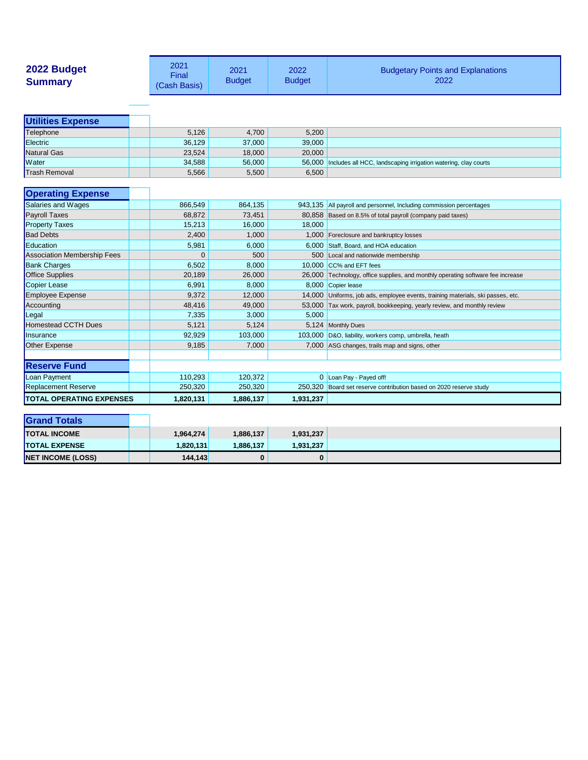## 2022 Budget Summary

| | 2021 Final (Cash Basis) | 2021 Budget | 2022 Budget | Budgetary Points and Explanations 2022 |
|---|---|---|---|---|
| **Utilities Expense** | | | | |
| Telephone | 5,126 | 4,700 | 5,200 | |
| Electric | 36,129 | 37,000 | 39,000 | |
| Natural Gas | 23,524 | 18,000 | 20,000 | |
| Water | 34,588 | 56,000 | 56,000 | Includes all HCC, landscaping irrigation watering, clay courts |
| Trash Removal | 5,566 | 5,500 | 6,500 | |
| **Operating Expense** | | | | |
| Salaries and Wages | 866,549 | 864,135 | 943,135 | All payroll and personnel, Including commission percentages |
| Payroll Taxes | 68,872 | 73,451 | 80,858 | Based on 8.5% of total payroll (company paid taxes) |
| Property Taxes | 15,213 | 16,000 | 18,000 | |
| Bad Debts | 2,400 | 1,000 | 1,000 | Foreclosure and bankruptcy losses |
| Education | 5,981 | 6,000 | 6,000 | Staff, Board, and HOA education |
| Association Membership Fees | 0 | 500 | 500 | Local and nationwide membership |
| Bank Charges | 6,502 | 8,000 | 10,000 | CC% and EFT fees |
| Office Supplies | 20,189 | 26,000 | 26,000 | Technology, office supplies, and monthly operating software fee increase |
| Copier Lease | 6,991 | 8,000 | 8,000 | Copier lease |
| Employee Expense | 9,372 | 12,000 | 14,000 | Uniforms, job ads, employee events, training materials, ski passes, etc. |
| Accounting | 48,416 | 49,000 | 53,000 | Tax work, payroll, bookkeeping, yearly review, and monthly review |
| Legal | 7,335 | 3,000 | 5,000 | |
| Homestead CCTH Dues | 5,121 | 5,124 | 5,124 | Monthly Dues |
| Insurance | 92,929 | 103,000 | 103,000 | D&O, liability, workers comp, umbrella, heath |
| Other Expense | 9,185 | 7,000 | 7,000 | ASG changes, trails map and signs, other |
| **Reserve Fund** | | | | |
| Loan Payment | 110,293 | 120,372 | 0 | Loan Pay - Payed off! |
| Replacement Reserve | 250,320 | 250,320 | 250,320 | Board set reserve contribution based on 2020 reserve study |
| **TOTAL OPERATING EXPENSES** | **1,820,131** | **1,886,137** | **1,931,237** | |

### Grand Totals

| | 2021 Final (Cash Basis) | 2021 Budget | 2022 Budget | |
|---|---|---|---|---|
| **TOTAL INCOME** | **1,964,274** | **1,886,137** | **1,931,237** | |
| **TOTAL EXPENSE** | **1,820,131** | **1,886,137** | **1,931,237** | |
| **NET INCOME (LOSS)** | **144,143** | **0** | **0** | |